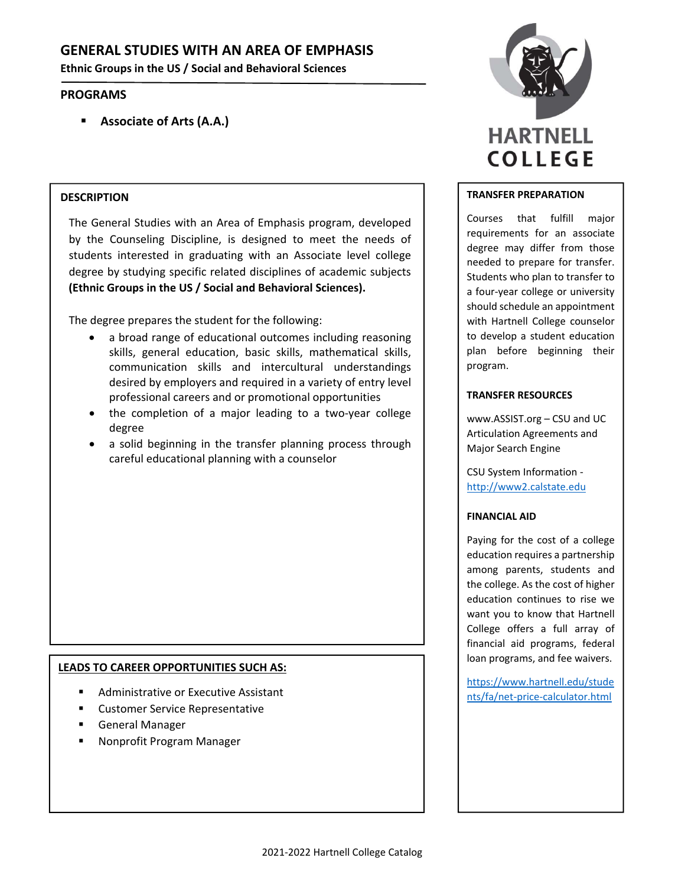# GENERAL STUDIES WITH AN AREA OF EMPHASIS

**Ethnic Groups in the US / Social and Behavioral Sciences**

## PROGRAMS

- **Associate of Arts (A.A.)**

HARTNELL COLLEGE

## DESCRIPTION

The General Studies with an Area of Emphasis program, developed by the Counseling Discipline, is designed to meet the needs of students interested in graduating with an Associate level college degree by studying specific related disciplines of academic subjects **(Ethnic Groups in the US / Social and Behavioral Sciences).**

The degree prepares the student for the following:

- a broad range of educational outcomes including reasoning skills, general education, basic skills, mathematical skills, communication skills and intercultural understandings desired by employers and required in a variety of entry level professional careers and or promotional opportunities
- the completion of a major leading to a two-year college degree
- a solid beginning in the transfer planning process through careful educational planning with a counselor

## LEADS TO CAREER OPPORTUNITIES SUCH AS:

- Administrative or Executive Assistant
- Customer Service Representative
- General Manager
- Nonprofit Program Manager

## TRANSFER PREPARATION

Courses that fulfill major requirements for an associate degree may differ from those needed to prepare for transfer. Students who plan to transfer to a four-year college or university should schedule an appointment with Hartnell College counselor to develop a student education plan before beginning their program.

## TRANSFER RESOURCES

www.ASSIST.org – CSU and UC Articulation Agreements and Major Search Engine

CSU System Information - http://www2.calstate.edu

## FINANCIAL AID

Paying for the cost of a college education requires a partnership among parents, students and the college. As the cost of higher education continues to rise we want you to know that Hartnell College offers a full array of financial aid programs, federal loan programs, and fee waivers.

https://www.hartnell.edu/students/fa/net-price-calculator.html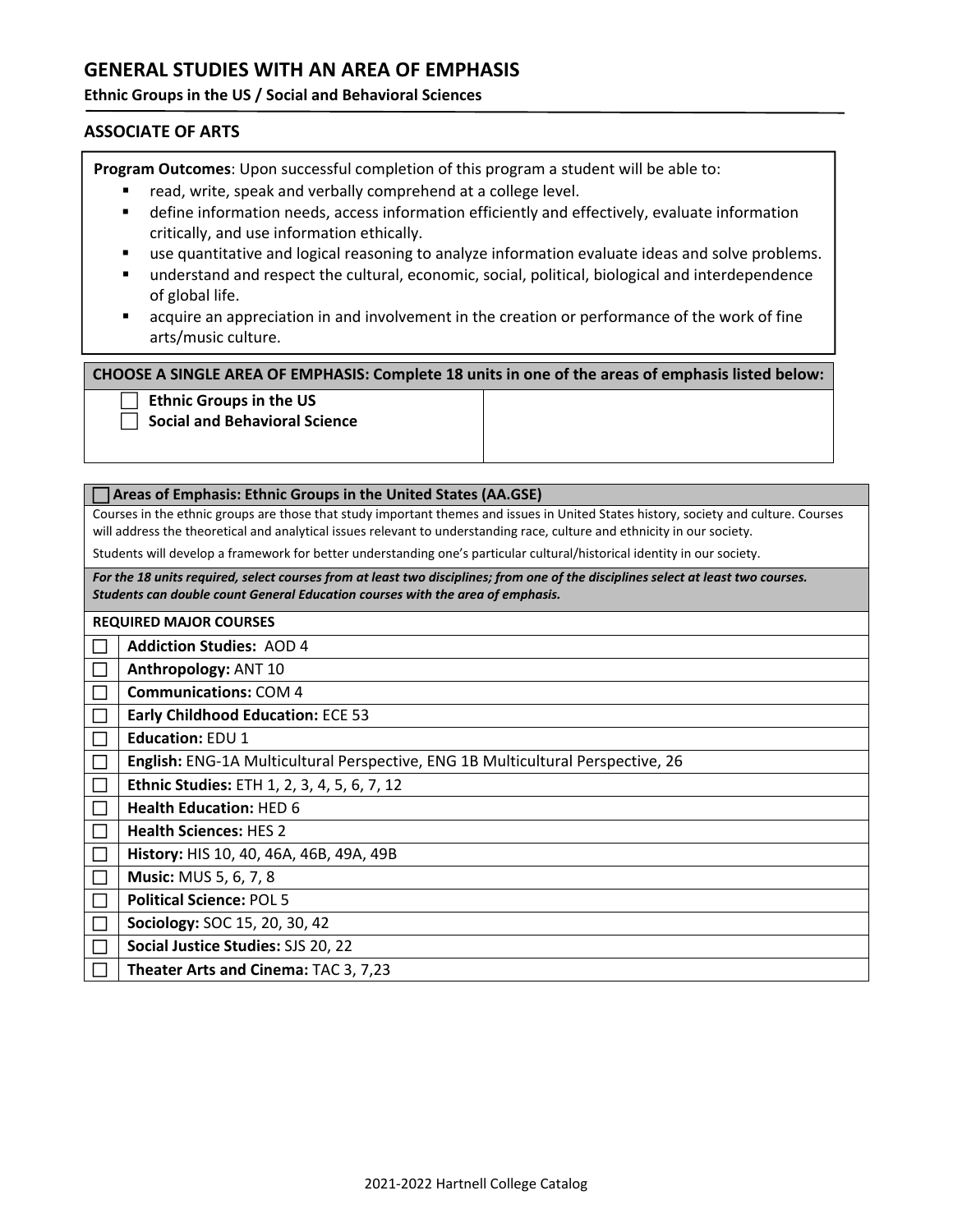# GENERAL STUDIES WITH AN AREA OF EMPHASIS

**Ethnic Groups in the US / Social and Behavioral Sciences**

## ASSOCIATE OF ARTS

**Program Outcomes**: Upon successful completion of this program a student will be able to:

- read, write, speak and verbally comprehend at a college level.
- define information needs, access information efficiently and effectively, evaluate information critically, and use information ethically.
- use quantitative and logical reasoning to analyze information evaluate ideas and solve problems.
- understand and respect the cultural, economic, social, political, biological and interdependence of global life.
- acquire an appreciation in and involvement in the creation or performance of the work of fine arts/music culture.

**CHOOSE A SINGLE AREA OF EMPHASIS: Complete 18 units in one of the areas of emphasis listed below:**

- ☐ **Ethnic Groups in the US**
- ☐ **Social and Behavioral Science**

### ☐ Areas of Emphasis: Ethnic Groups in the United States (AA.GSE)

Courses in the ethnic groups are those that study important themes and issues in United States history, society and culture. Courses will address the theoretical and analytical issues relevant to understanding race, culture and ethnicity in our society.

Students will develop a framework for better understanding one's particular cultural/historical identity in our society.

***For the 18 units required, select courses from at least two disciplines; from one of the disciplines select at least two courses. Students can double count General Education courses with the area of emphasis.***

**REQUIRED MAJOR COURSES**

| | |
|---|---|
| ☐ | **Addiction Studies:** AOD 4 |
| ☐ | **Anthropology:** ANT 10 |
| ☐ | **Communications:** COM 4 |
| ☐ | **Early Childhood Education:** ECE 53 |
| ☐ | **Education:** EDU 1 |
| ☐ | **English:** ENG-1A Multicultural Perspective, ENG 1B Multicultural Perspective, 26 |
| ☐ | **Ethnic Studies:** ETH 1, 2, 3, 4, 5, 6, 7, 12 |
| ☐ | **Health Education:** HED 6 |
| ☐ | **Health Sciences:** HES 2 |
| ☐ | **History:** HIS 10, 40, 46A, 46B, 49A, 49B |
| ☐ | **Music:** MUS 5, 6, 7, 8 |
| ☐ | **Political Science:** POL 5 |
| ☐ | **Sociology:** SOC 15, 20, 30, 42 |
| ☐ | **Social Justice Studies:** SJS 20, 22 |
| ☐ | **Theater Arts and Cinema:** TAC 3, 7,23 |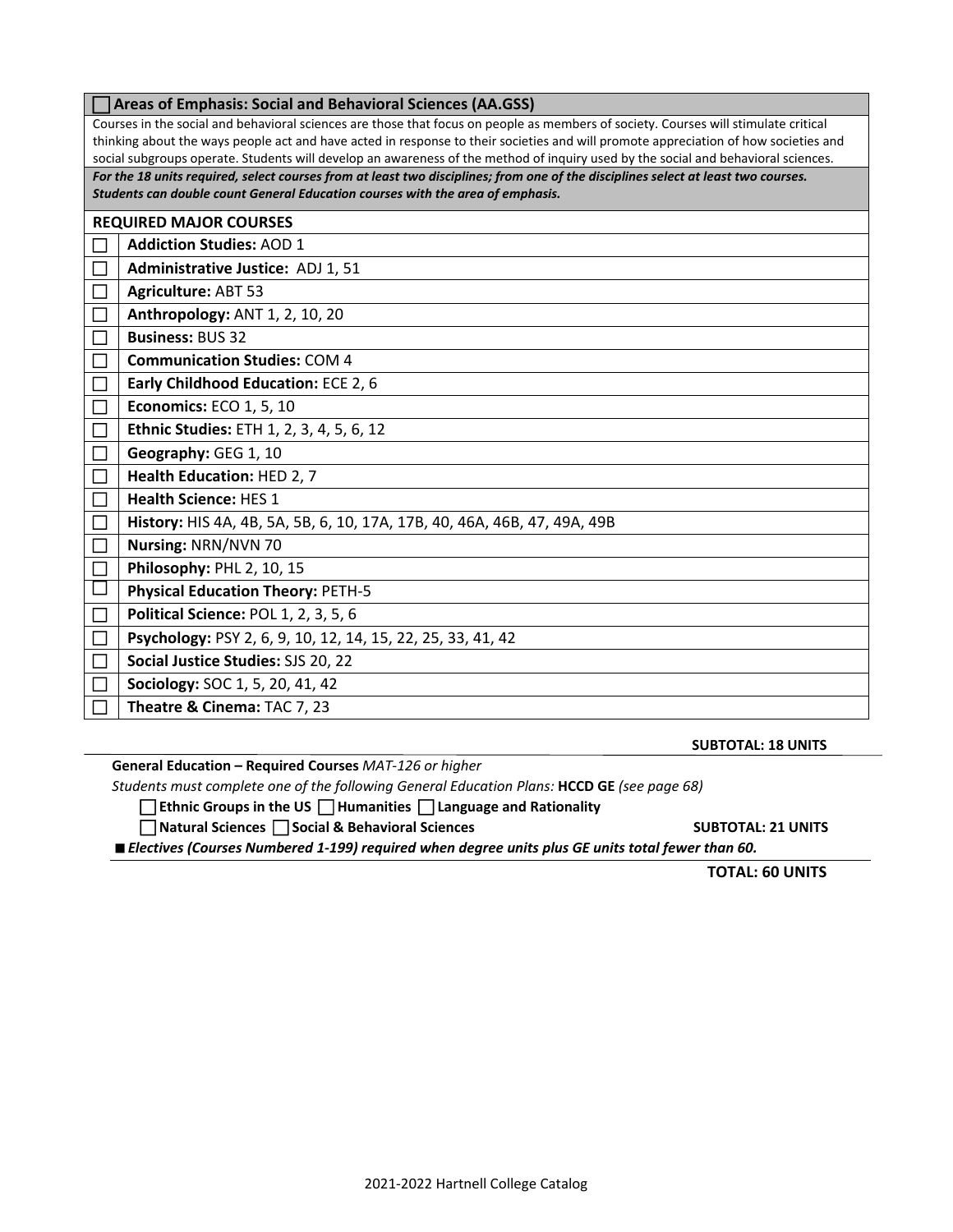## ☐ Areas of Emphasis: Social and Behavioral Sciences (AA.GSS)

Courses in the social and behavioral sciences are those that focus on people as members of society. Courses will stimulate critical thinking about the ways people act and have acted in response to their societies and will promote appreciation of how societies and social subgroups operate. Students will develop an awareness of the method of inquiry used by the social and behavioral sciences.

***For the 18 units required, select courses from at least two disciplines; from one of the disciplines select at least two courses. Students can double count General Education courses with the area of emphasis.***

**REQUIRED MAJOR COURSES**

| | |
|---|---|
| ☐ | **Addiction Studies:** AOD 1 |
| ☐ | **Administrative Justice:** ADJ 1, 51 |
| ☐ | **Agriculture:** ABT 53 |
| ☐ | **Anthropology:** ANT 1, 2, 10, 20 |
| ☐ | **Business:** BUS 32 |
| ☐ | **Communication Studies:** COM 4 |
| ☐ | **Early Childhood Education:** ECE 2, 6 |
| ☐ | **Economics:** ECO 1, 5, 10 |
| ☐ | **Ethnic Studies:** ETH 1, 2, 3, 4, 5, 6, 12 |
| ☐ | **Geography:** GEG 1, 10 |
| ☐ | **Health Education:** HED 2, 7 |
| ☐ | **Health Science:** HES 1 |
| ☐ | **History:** HIS 4A, 4B, 5A, 5B, 6, 10, 17A, 17B, 40, 46A, 46B, 47, 49A, 49B |
| ☐ | **Nursing:** NRN/NVN 70 |
| ☐ | **Philosophy:** PHL 2, 10, 15 |
| ☐ | **Physical Education Theory:** PETH-5 |
| ☐ | **Political Science:** POL 1, 2, 3, 5, 6 |
| ☐ | **Psychology:** PSY 2, 6, 9, 10, 12, 14, 15, 22, 25, 33, 41, 42 |
| ☐ | **Social Justice Studies:** SJS 20, 22 |
| ☐ | **Sociology:** SOC 1, 5, 20, 41, 42 |
| ☐ | **Theatre & Cinema:** TAC 7, 23 |

**SUBTOTAL: 18 UNITS**

**General Education – Required Courses** *MAT-126 or higher*

*Students must complete one of the following General Education Plans:* **HCCD GE** *(see page 68)*

☐ **Ethnic Groups in the US** ☐ **Humanities** ☐ **Language and Rationality**

☐ **Natural Sciences** ☐ **Social & Behavioral Sciences** **SUBTOTAL: 21 UNITS**

■ ***Electives (Courses Numbered 1-199) required when degree units plus GE units total fewer than 60.***

**TOTAL: 60 UNITS**